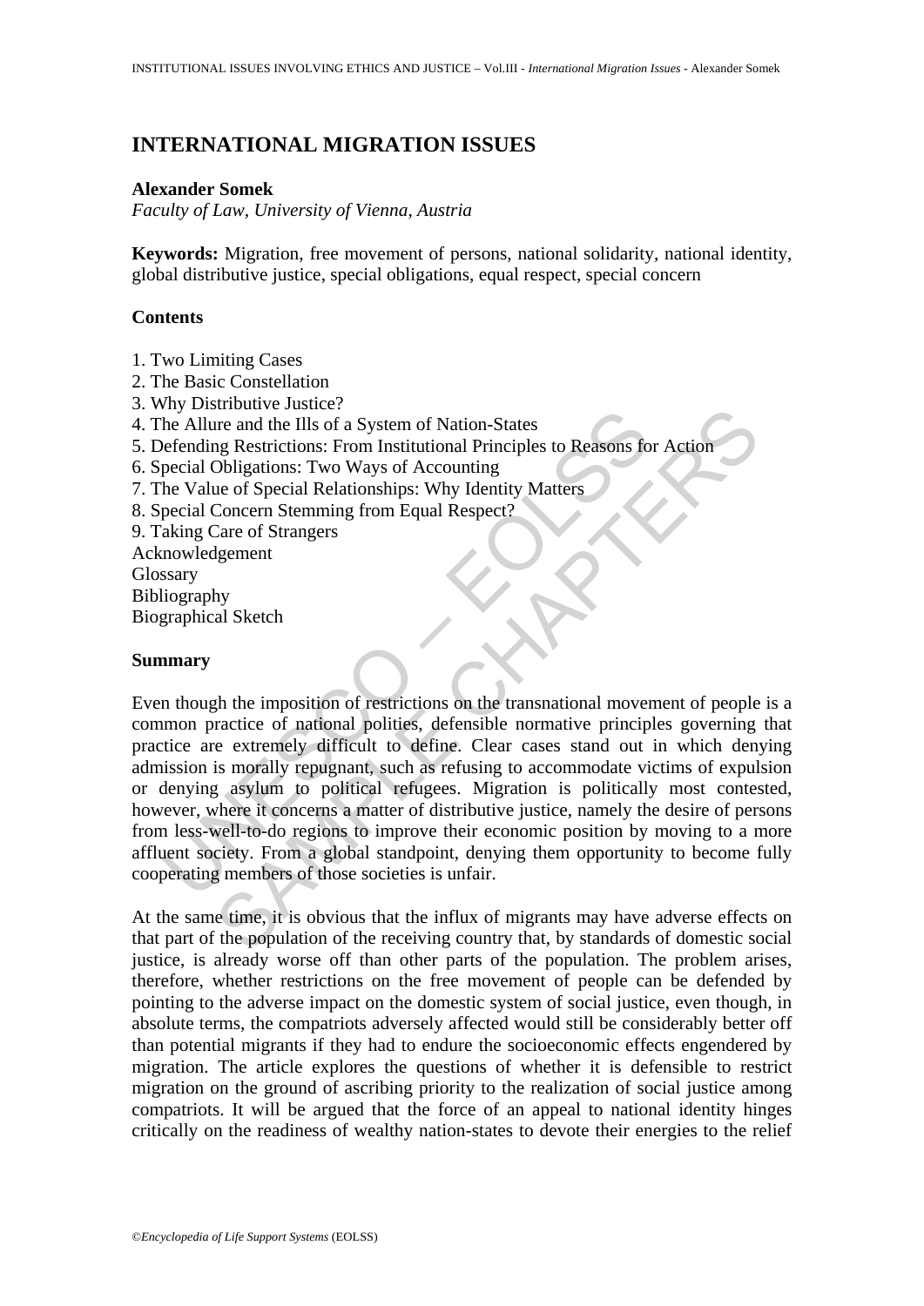# INTERNATIONAL MIGRATION ISSUES

**Alexander Somek**

*Faculty of Law, University of Vienna, Austria*

**Keywords:** Migration, free movement of persons, national solidarity, national identity, global distributive justice, special obligations, equal respect, special concern

## Contents

1. Two Limiting Cases
2. The Basic Constellation
3. Why Distributive Justice?
4. The Allure and the Ills of a System of Nation-States
5. Defending Restrictions: From Institutional Principles to Reasons for Action
6. Special Obligations: Two Ways of Accounting
7. The Value of Special Relationships: Why Identity Matters
8. Special Concern Stemming from Equal Respect?
9. Taking Care of Strangers

Acknowledgement
Glossary
Bibliography
Biographical Sketch

## Summary

Even though the imposition of restrictions on the transnational movement of people is a common practice of national polities, defensible normative principles governing that practice are extremely difficult to define. Clear cases stand out in which denying admission is morally repugnant, such as refusing to accommodate victims of expulsion or denying asylum to political refugees. Migration is politically most contested, however, where it concerns a matter of distributive justice, namely the desire of persons from less-well-to-do regions to improve their economic position by moving to a more affluent society. From a global standpoint, denying them opportunity to become fully cooperating members of those societies is unfair.

At the same time, it is obvious that the influx of migrants may have adverse effects on that part of the population of the receiving country that, by standards of domestic social justice, is already worse off than other parts of the population. The problem arises, therefore, whether restrictions on the free movement of people can be defended by pointing to the adverse impact on the domestic system of social justice, even though, in absolute terms, the compatriots adversely affected would still be considerably better off than potential migrants if they had to endure the socioeconomic effects engendered by migration. The article explores the questions of whether it is defensible to restrict migration on the ground of ascribing priority to the realization of social justice among compatriots. It will be argued that the force of an appeal to national identity hinges critically on the readiness of wealthy nation-states to devote their energies to the relief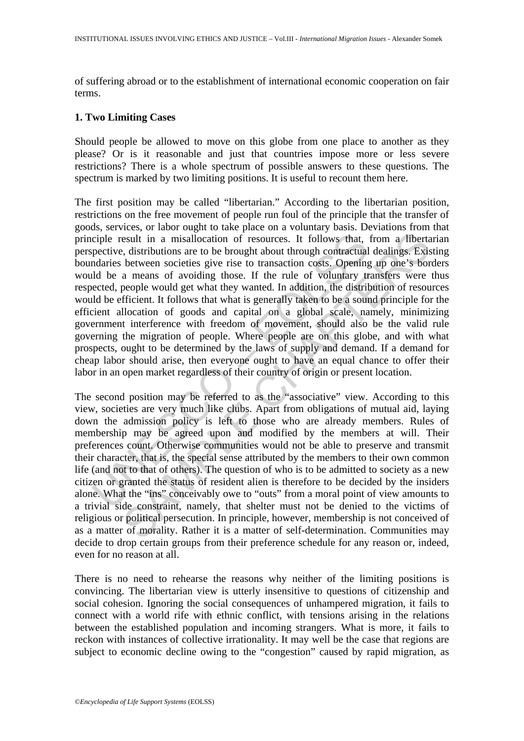of suffering abroad or to the establishment of international economic cooperation on fair terms.

## 1. Two Limiting Cases

Should people be allowed to move on this globe from one place to another as they please? Or is it reasonable and just that countries impose more or less severe restrictions? There is a whole spectrum of possible answers to these questions. The spectrum is marked by two limiting positions. It is useful to recount them here.

The first position may be called "libertarian." According to the libertarian position, restrictions on the free movement of people run foul of the principle that the transfer of goods, services, or labor ought to take place on a voluntary basis. Deviations from that principle result in a misallocation of resources. It follows that, from a libertarian perspective, distributions are to be brought about through contractual dealings. Existing boundaries between societies give rise to transaction costs. Opening up one's borders would be a means of avoiding those. If the rule of voluntary transfers were thus respected, people would get what they wanted. In addition, the distribution of resources would be efficient. It follows that what is generally taken to be a sound principle for the efficient allocation of goods and capital on a global scale, namely, minimizing government interference with freedom of movement, should also be the valid rule governing the migration of people. Where people are on this globe, and with what prospects, ought to be determined by the laws of supply and demand. If a demand for cheap labor should arise, then everyone ought to have an equal chance to offer their labor in an open market regardless of their country of origin or present location.

The second position may be referred to as the "associative" view. According to this view, societies are very much like clubs. Apart from obligations of mutual aid, laying down the admission policy is left to those who are already members. Rules of membership may be agreed upon and modified by the members at will. Their preferences count. Otherwise communities would not be able to preserve and transmit their character, that is, the special sense attributed by the members to their own common life (and not to that of others). The question of who is to be admitted to society as a new citizen or granted the status of resident alien is therefore to be decided by the insiders alone. What the "ins" conceivably owe to "outs" from a moral point of view amounts to a trivial side constraint, namely, that shelter must not be denied to the victims of religious or political persecution. In principle, however, membership is not conceived of as a matter of morality. Rather it is a matter of self-determination. Communities may decide to drop certain groups from their preference schedule for any reason or, indeed, even for no reason at all.

There is no need to rehearse the reasons why neither of the limiting positions is convincing. The libertarian view is utterly insensitive to questions of citizenship and social cohesion. Ignoring the social consequences of unhampered migration, it fails to connect with a world rife with ethnic conflict, with tensions arising in the relations between the established population and incoming strangers. What is more, it fails to reckon with instances of collective irrationality. It may well be the case that regions are subject to economic decline owing to the "congestion" caused by rapid migration, as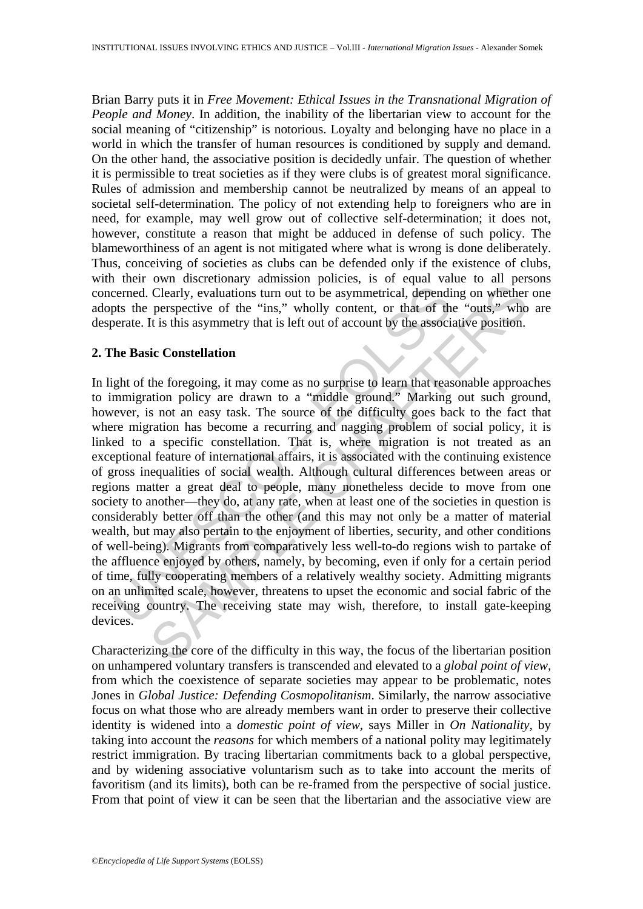Brian Barry puts it in *Free Movement: Ethical Issues in the Transnational Migration of People and Money*. In addition, the inability of the libertarian view to account for the social meaning of "citizenship" is notorious. Loyalty and belonging have no place in a world in which the transfer of human resources is conditioned by supply and demand. On the other hand, the associative position is decidedly unfair. The question of whether it is permissible to treat societies as if they were clubs is of greatest moral significance. Rules of admission and membership cannot be neutralized by means of an appeal to societal self-determination. The policy of not extending help to foreigners who are in need, for example, may well grow out of collective self-determination; it does not, however, constitute a reason that might be adduced in defense of such policy. The blameworthiness of an agent is not mitigated where what is wrong is done deliberately. Thus, conceiving of societies as clubs can be defended only if the existence of clubs, with their own discretionary admission policies, is of equal value to all persons concerned. Clearly, evaluations turn out to be asymmetrical, depending on whether one adopts the perspective of the "ins," wholly content, or that of the "outs," who are desperate. It is this asymmetry that is left out of account by the associative position.

## 2. The Basic Constellation

In light of the foregoing, it may come as no surprise to learn that reasonable approaches to immigration policy are drawn to a "middle ground." Marking out such ground, however, is not an easy task. The source of the difficulty goes back to the fact that where migration has become a recurring and nagging problem of social policy, it is linked to a specific constellation. That is, where migration is not treated as an exceptional feature of international affairs, it is associated with the continuing existence of gross inequalities of social wealth. Although cultural differences between areas or regions matter a great deal to people, many nonetheless decide to move from one society to another—they do, at any rate, when at least one of the societies in question is considerably better off than the other (and this may not only be a matter of material wealth, but may also pertain to the enjoyment of liberties, security, and other conditions of well-being). Migrants from comparatively less well-to-do regions wish to partake of the affluence enjoyed by others, namely, by becoming, even if only for a certain period of time, fully cooperating members of a relatively wealthy society. Admitting migrants on an unlimited scale, however, threatens to upset the economic and social fabric of the receiving country. The receiving state may wish, therefore, to install gate-keeping devices.

Characterizing the core of the difficulty in this way, the focus of the libertarian position on unhampered voluntary transfers is transcended and elevated to a *global point of view*, from which the coexistence of separate societies may appear to be problematic, notes Jones in *Global Justice: Defending Cosmopolitanism*. Similarly, the narrow associative focus on what those who are already members want in order to preserve their collective identity is widened into a *domestic point of view*, says Miller in *On Nationality*, by taking into account the *reasons* for which members of a national polity may legitimately restrict immigration. By tracing libertarian commitments back to a global perspective, and by widening associative voluntarism such as to take into account the merits of favoritism (and its limits), both can be re-framed from the perspective of social justice. From that point of view it can be seen that the libertarian and the associative view are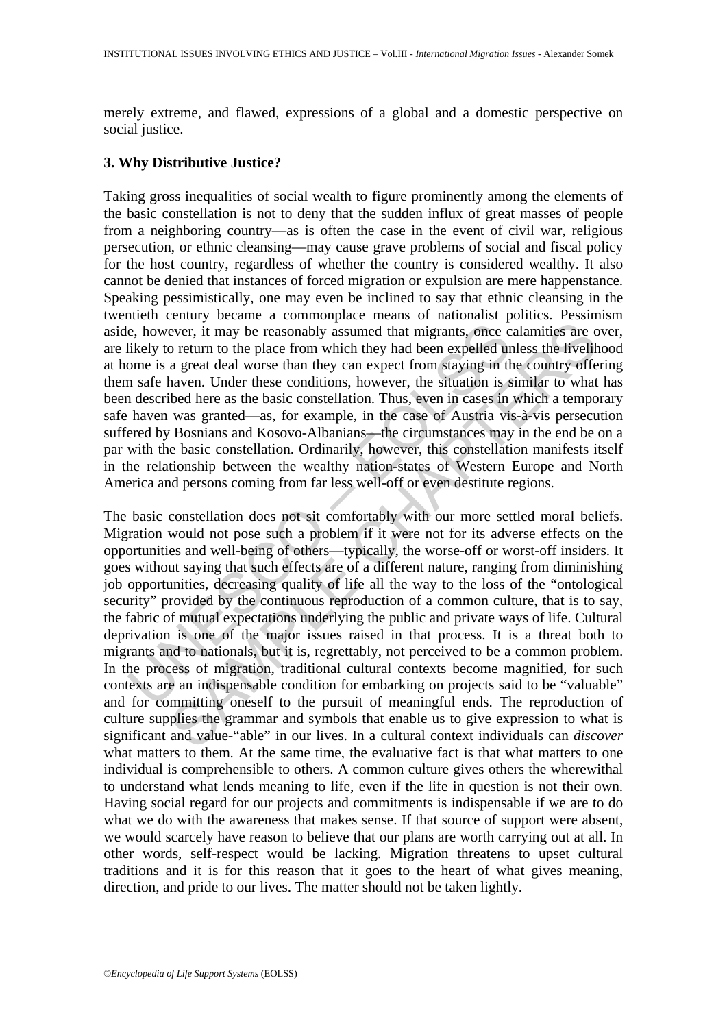merely extreme, and flawed, expressions of a global and a domestic perspective on social justice.

## 3. Why Distributive Justice?

Taking gross inequalities of social wealth to figure prominently among the elements of the basic constellation is not to deny that the sudden influx of great masses of people from a neighboring country—as is often the case in the event of civil war, religious persecution, or ethnic cleansing—may cause grave problems of social and fiscal policy for the host country, regardless of whether the country is considered wealthy. It also cannot be denied that instances of forced migration or expulsion are mere happenstance. Speaking pessimistically, one may even be inclined to say that ethnic cleansing in the twentieth century became a commonplace means of nationalist politics. Pessimism aside, however, it may be reasonably assumed that migrants, once calamities are over, are likely to return to the place from which they had been expelled unless the livelihood at home is a great deal worse than they can expect from staying in the country offering them safe haven. Under these conditions, however, the situation is similar to what has been described here as the basic constellation. Thus, even in cases in which a temporary safe haven was granted—as, for example, in the case of Austria vis-à-vis persecution suffered by Bosnians and Kosovo-Albanians—the circumstances may in the end be on a par with the basic constellation. Ordinarily, however, this constellation manifests itself in the relationship between the wealthy nation-states of Western Europe and North America and persons coming from far less well-off or even destitute regions.

The basic constellation does not sit comfortably with our more settled moral beliefs. Migration would not pose such a problem if it were not for its adverse effects on the opportunities and well-being of others—typically, the worse-off or worst-off insiders. It goes without saying that such effects are of a different nature, ranging from diminishing job opportunities, decreasing quality of life all the way to the loss of the "ontological security" provided by the continuous reproduction of a common culture, that is to say, the fabric of mutual expectations underlying the public and private ways of life. Cultural deprivation is one of the major issues raised in that process. It is a threat both to migrants and to nationals, but it is, regrettably, not perceived to be a common problem. In the process of migration, traditional cultural contexts become magnified, for such contexts are an indispensable condition for embarking on projects said to be "valuable" and for committing oneself to the pursuit of meaningful ends. The reproduction of culture supplies the grammar and symbols that enable us to give expression to what is significant and value-"able" in our lives. In a cultural context individuals can *discover* what matters to them. At the same time, the evaluative fact is that what matters to one individual is comprehensible to others. A common culture gives others the wherewithal to understand what lends meaning to life, even if the life in question is not their own. Having social regard for our projects and commitments is indispensable if we are to do what we do with the awareness that makes sense. If that source of support were absent, we would scarcely have reason to believe that our plans are worth carrying out at all. In other words, self-respect would be lacking. Migration threatens to upset cultural traditions and it is for this reason that it goes to the heart of what gives meaning, direction, and pride to our lives. The matter should not be taken lightly.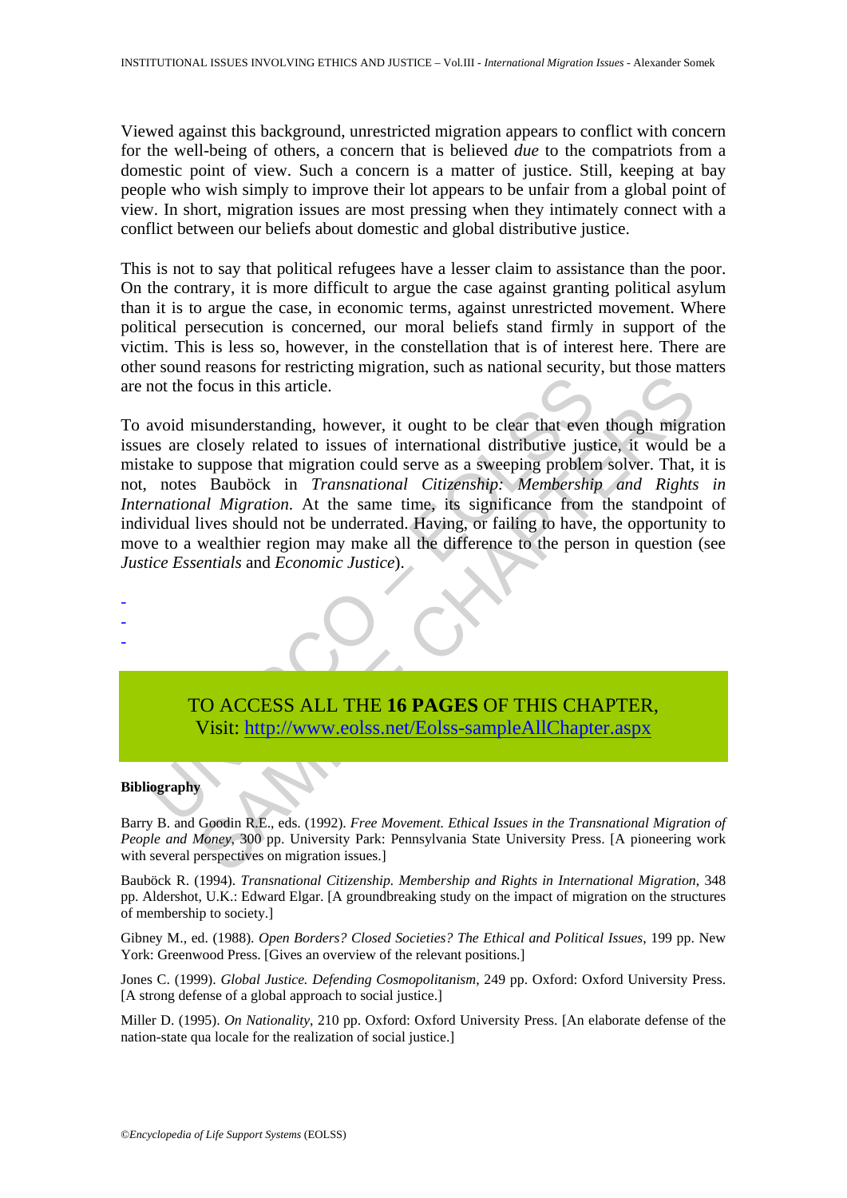Viewed against this background, unrestricted migration appears to conflict with concern for the well-being of others, a concern that is believed *due* to the compatriots from a domestic point of view. Such a concern is a matter of justice. Still, keeping at bay people who wish simply to improve their lot appears to be unfair from a global point of view. In short, migration issues are most pressing when they intimately connect with a conflict between our beliefs about domestic and global distributive justice.

This is not to say that political refugees have a lesser claim to assistance than the poor. On the contrary, it is more difficult to argue the case against granting political asylum than it is to argue the case, in economic terms, against unrestricted movement. Where political persecution is concerned, our moral beliefs stand firmly in support of the victim. This is less so, however, in the constellation that is of interest here. There are other sound reasons for restricting migration, such as national security, but those matters are not the focus in this article.

To avoid misunderstanding, however, it ought to be clear that even though migration issues are closely related to issues of international distributive justice, it would be a mistake to suppose that migration could serve as a sweeping problem solver. That, it is not, notes Bauböck in *Transnational Citizenship: Membership and Rights in International Migration*. At the same time, its significance from the standpoint of individual lives should not be underrated. Having, or failing to have, the opportunity to move to a wealthier region may make all the difference to the person in question (see *Justice Essentials* and *Economic Justice*).

-
-
-

TO ACCESS ALL THE **16 PAGES** OF THIS CHAPTER,
Visit: http://www.eolss.net/Eolss-sampleAllChapter.aspx

**Bibliography**

Barry B. and Goodin R.E., eds. (1992). *Free Movement. Ethical Issues in the Transnational Migration of People and Money*, 300 pp. University Park: Pennsylvania State University Press. [A pioneering work with several perspectives on migration issues.]

Bauböck R. (1994). *Transnational Citizenship. Membership and Rights in International Migration*, 348 pp. Aldershot, U.K.: Edward Elgar. [A groundbreaking study on the impact of migration on the structures of membership to society.]

Gibney M., ed. (1988). *Open Borders? Closed Societies? The Ethical and Political Issues*, 199 pp. New York: Greenwood Press. [Gives an overview of the relevant positions.]

Jones C. (1999). *Global Justice. Defending Cosmopolitanism*, 249 pp. Oxford: Oxford University Press. [A strong defense of a global approach to social justice.]

Miller D. (1995). *On Nationality*, 210 pp. Oxford: Oxford University Press. [An elaborate defense of the nation-state qua locale for the realization of social justice.]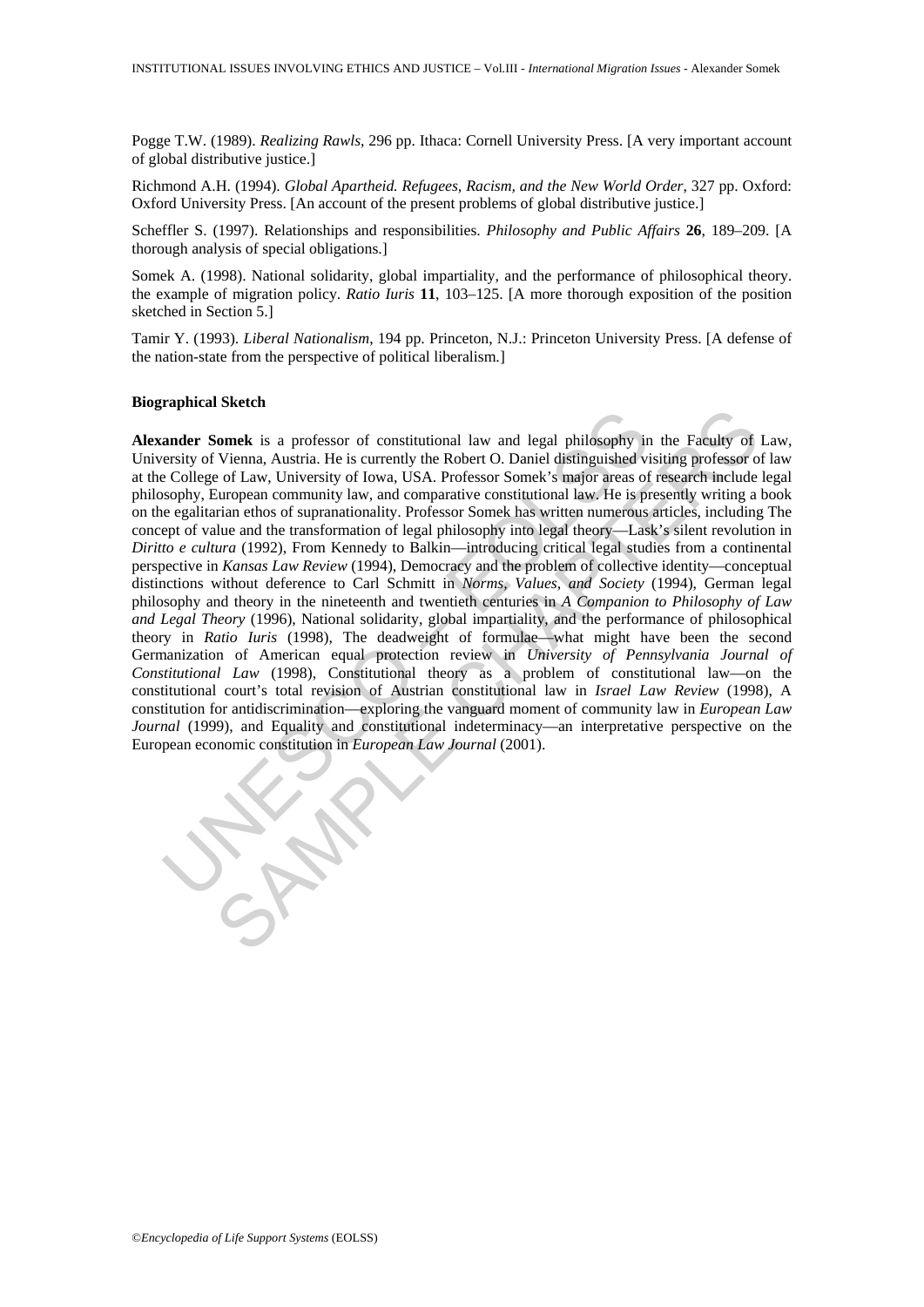Pogge T.W. (1989). *Realizing Rawls*, 296 pp. Ithaca: Cornell University Press. [A very important account of global distributive justice.]

Richmond A.H. (1994). *Global Apartheid. Refugees, Racism, and the New World Order*, 327 pp. Oxford: Oxford University Press. [An account of the present problems of global distributive justice.]

Scheffler S. (1997). Relationships and responsibilities. *Philosophy and Public Affairs* **26**, 189–209. [A thorough analysis of special obligations.]

Somek A. (1998). National solidarity, global impartiality, and the performance of philosophical theory. the example of migration policy. *Ratio Iuris* **11**, 103–125. [A more thorough exposition of the position sketched in Section 5.]

Tamir Y. (1993). *Liberal Nationalism*, 194 pp. Princeton, N.J.: Princeton University Press. [A defense of the nation-state from the perspective of political liberalism.]

#### Biographical Sketch

**Alexander Somek** is a professor of constitutional law and legal philosophy in the Faculty of Law, University of Vienna, Austria. He is currently the Robert O. Daniel distinguished visiting professor of law at the College of Law, University of Iowa, USA. Professor Somek's major areas of research include legal philosophy, European community law, and comparative constitutional law. He is presently writing a book on the egalitarian ethos of supranationality. Professor Somek has written numerous articles, including The concept of value and the transformation of legal philosophy into legal theory—Lask's silent revolution in *Diritto e cultura* (1992), From Kennedy to Balkin—introducing critical legal studies from a continental perspective in *Kansas Law Review* (1994), Democracy and the problem of collective identity—conceptual distinctions without deference to Carl Schmitt in *Norms, Values, and Society* (1994), German legal philosophy and theory in the nineteenth and twentieth centuries in *A Companion to Philosophy of Law and Legal Theory* (1996), National solidarity, global impartiality, and the performance of philosophical theory in *Ratio Iuris* (1998), The deadweight of formulae—what might have been the second Germanization of American equal protection review in *University of Pennsylvania Journal of Constitutional Law* (1998), Constitutional theory as a problem of constitutional law—on the constitutional court's total revision of Austrian constitutional law in *Israel Law Review* (1998), A constitution for antidiscrimination—exploring the vanguard moment of community law in *European Law Journal* (1999), and Equality and constitutional indeterminacy—an interpretative perspective on the European economic constitution in *European Law Journal* (2001).